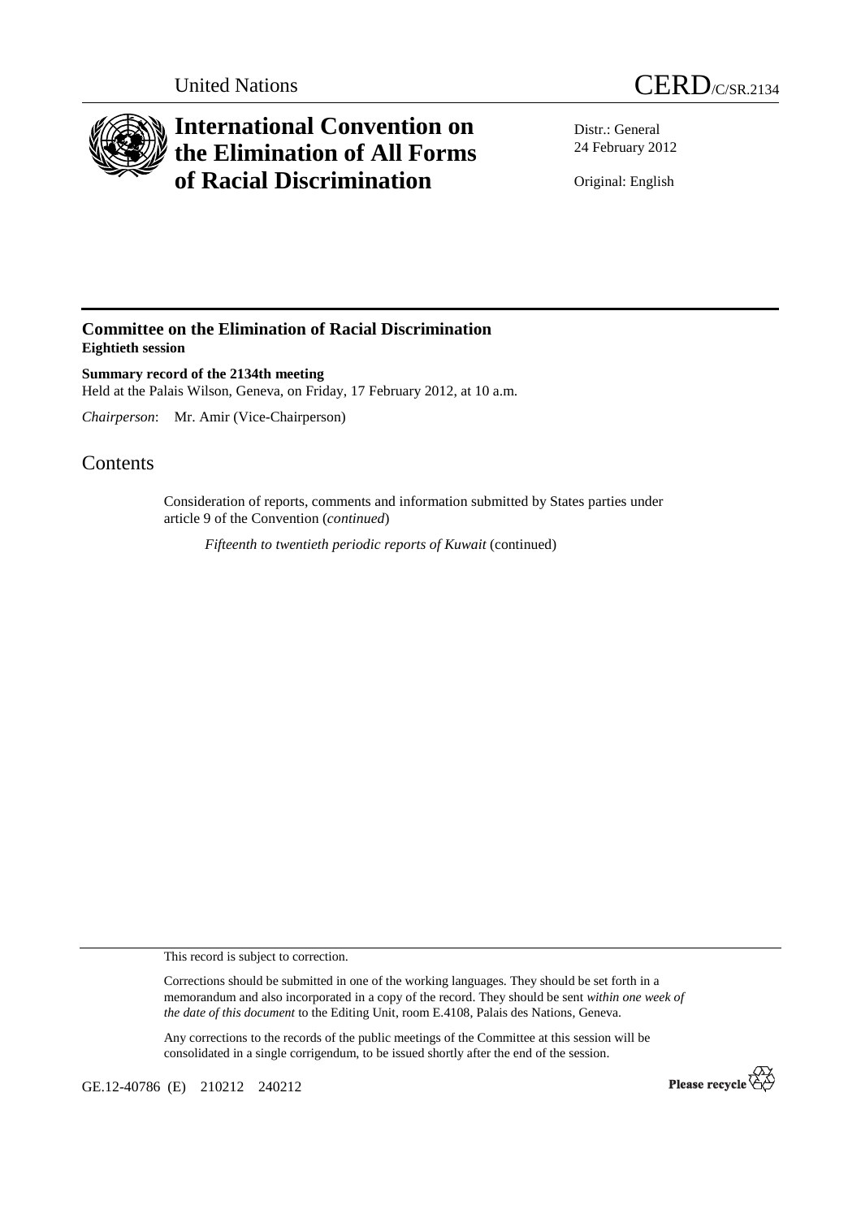United Nations

CERD/C/SR.2134

# International Convention on the Elimination of All Forms of Racial Discrimination

Distr.: General
24 February 2012

Original: English

## Committee on the Elimination of Racial Discrimination
**Eightieth session**

**Summary record of the 2134th meeting**
Held at the Palais Wilson, Geneva, on Friday, 17 February 2012, at 10 a.m.

*Chairperson*: Mr. Amir (Vice-Chairperson)

# Contents

Consideration of reports, comments and information submitted by States parties under article 9 of the Convention (*continued*)

*Fifteenth to twentieth periodic reports of Kuwait* (continued)

This record is subject to correction.

Corrections should be submitted in one of the working languages. They should be set forth in a memorandum and also incorporated in a copy of the record. They should be sent *within one week of the date of this document* to the Editing Unit, room E.4108, Palais des Nations, Geneva.

Any corrections to the records of the public meetings of the Committee at this session will be consolidated in a single corrigendum, to be issued shortly after the end of the session.

GE.12-40786 (E) 210212 240212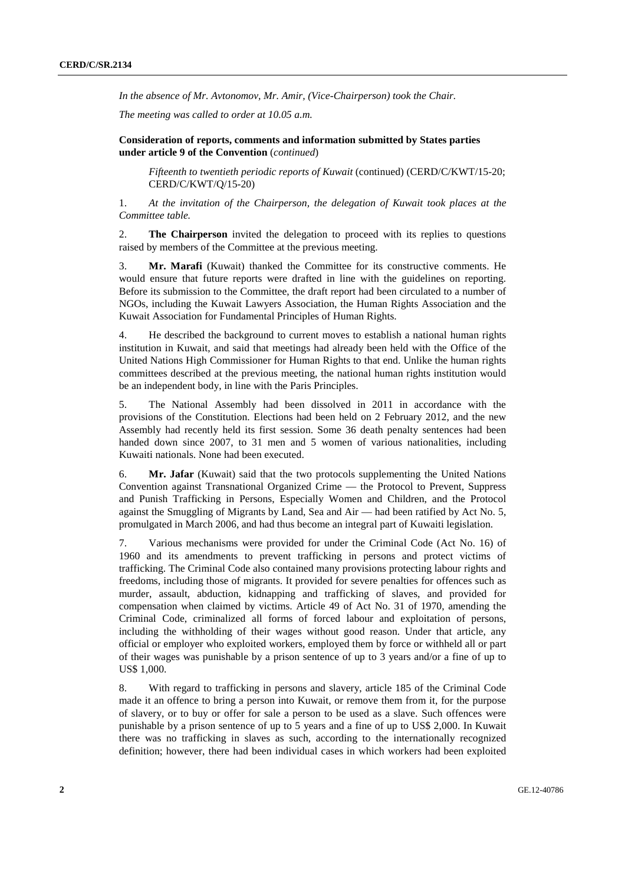*In the absence of Mr. Avtonomov, Mr. Amir, (Vice-Chairperson) took the Chair.*

*The meeting was called to order at 10.05 a.m.*

**Consideration of reports, comments and information submitted by States parties under article 9 of the Convention** (*continued*)

*Fifteenth to twentieth periodic reports of Kuwait* (continued) (CERD/C/KWT/15-20; CERD/C/KWT/Q/15-20)

1. *At the invitation of the Chairperson, the delegation of Kuwait took places at the Committee table.*

2. **The Chairperson** invited the delegation to proceed with its replies to questions raised by members of the Committee at the previous meeting.

3. **Mr. Marafi** (Kuwait) thanked the Committee for its constructive comments. He would ensure that future reports were drafted in line with the guidelines on reporting. Before its submission to the Committee, the draft report had been circulated to a number of NGOs, including the Kuwait Lawyers Association, the Human Rights Association and the Kuwait Association for Fundamental Principles of Human Rights.

4. He described the background to current moves to establish a national human rights institution in Kuwait, and said that meetings had already been held with the Office of the United Nations High Commissioner for Human Rights to that end. Unlike the human rights committees described at the previous meeting, the national human rights institution would be an independent body, in line with the Paris Principles.

5. The National Assembly had been dissolved in 2011 in accordance with the provisions of the Constitution. Elections had been held on 2 February 2012, and the new Assembly had recently held its first session. Some 36 death penalty sentences had been handed down since 2007, to 31 men and 5 women of various nationalities, including Kuwaiti nationals. None had been executed.

6. **Mr. Jafar** (Kuwait) said that the two protocols supplementing the United Nations Convention against Transnational Organized Crime — the Protocol to Prevent, Suppress and Punish Trafficking in Persons, Especially Women and Children, and the Protocol against the Smuggling of Migrants by Land, Sea and Air — had been ratified by Act No. 5, promulgated in March 2006, and had thus become an integral part of Kuwaiti legislation.

7. Various mechanisms were provided for under the Criminal Code (Act No. 16) of 1960 and its amendments to prevent trafficking in persons and protect victims of trafficking. The Criminal Code also contained many provisions protecting labour rights and freedoms, including those of migrants. It provided for severe penalties for offences such as murder, assault, abduction, kidnapping and trafficking of slaves, and provided for compensation when claimed by victims. Article 49 of Act No. 31 of 1970, amending the Criminal Code, criminalized all forms of forced labour and exploitation of persons, including the withholding of their wages without good reason. Under that article, any official or employer who exploited workers, employed them by force or withheld all or part of their wages was punishable by a prison sentence of up to 3 years and/or a fine of up to US$ 1,000.

8. With regard to trafficking in persons and slavery, article 185 of the Criminal Code made it an offence to bring a person into Kuwait, or remove them from it, for the purpose of slavery, or to buy or offer for sale a person to be used as a slave. Such offences were punishable by a prison sentence of up to 5 years and a fine of up to US$ 2,000. In Kuwait there was no trafficking in slaves as such, according to the internationally recognized definition; however, there had been individual cases in which workers had been exploited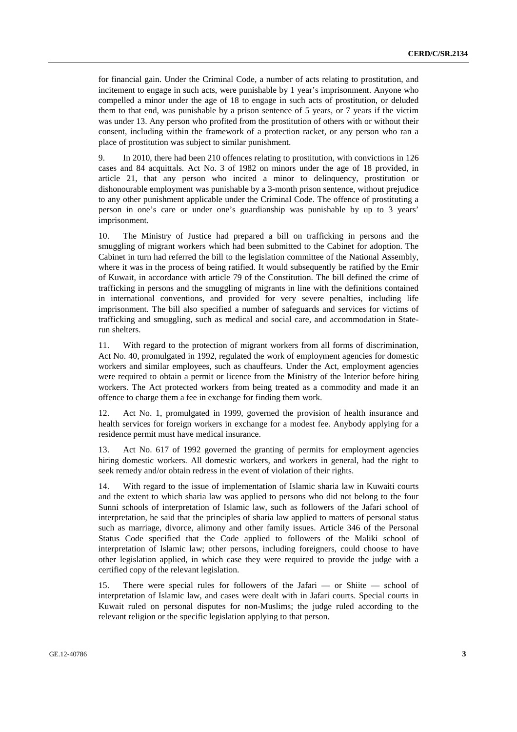for financial gain. Under the Criminal Code, a number of acts relating to prostitution, and incitement to engage in such acts, were punishable by 1 year's imprisonment. Anyone who compelled a minor under the age of 18 to engage in such acts of prostitution, or deluded them to that end, was punishable by a prison sentence of 5 years, or 7 years if the victim was under 13. Any person who profited from the prostitution of others with or without their consent, including within the framework of a protection racket, or any person who ran a place of prostitution was subject to similar punishment.

9. In 2010, there had been 210 offences relating to prostitution, with convictions in 126 cases and 84 acquittals. Act No. 3 of 1982 on minors under the age of 18 provided, in article 21, that any person who incited a minor to delinquency, prostitution or dishonourable employment was punishable by a 3-month prison sentence, without prejudice to any other punishment applicable under the Criminal Code. The offence of prostituting a person in one's care or under one's guardianship was punishable by up to 3 years' imprisonment.

10. The Ministry of Justice had prepared a bill on trafficking in persons and the smuggling of migrant workers which had been submitted to the Cabinet for adoption. The Cabinet in turn had referred the bill to the legislation committee of the National Assembly, where it was in the process of being ratified. It would subsequently be ratified by the Emir of Kuwait, in accordance with article 79 of the Constitution. The bill defined the crime of trafficking in persons and the smuggling of migrants in line with the definitions contained in international conventions, and provided for very severe penalties, including life imprisonment. The bill also specified a number of safeguards and services for victims of trafficking and smuggling, such as medical and social care, and accommodation in State-run shelters.

11. With regard to the protection of migrant workers from all forms of discrimination, Act No. 40, promulgated in 1992, regulated the work of employment agencies for domestic workers and similar employees, such as chauffeurs. Under the Act, employment agencies were required to obtain a permit or licence from the Ministry of the Interior before hiring workers. The Act protected workers from being treated as a commodity and made it an offence to charge them a fee in exchange for finding them work.

12. Act No. 1, promulgated in 1999, governed the provision of health insurance and health services for foreign workers in exchange for a modest fee. Anybody applying for a residence permit must have medical insurance.

13. Act No. 617 of 1992 governed the granting of permits for employment agencies hiring domestic workers. All domestic workers, and workers in general, had the right to seek remedy and/or obtain redress in the event of violation of their rights.

14. With regard to the issue of implementation of Islamic sharia law in Kuwaiti courts and the extent to which sharia law was applied to persons who did not belong to the four Sunni schools of interpretation of Islamic law, such as followers of the Jafari school of interpretation, he said that the principles of sharia law applied to matters of personal status such as marriage, divorce, alimony and other family issues. Article 346 of the Personal Status Code specified that the Code applied to followers of the Maliki school of interpretation of Islamic law; other persons, including foreigners, could choose to have other legislation applied, in which case they were required to provide the judge with a certified copy of the relevant legislation.

15. There were special rules for followers of the Jafari — or Shiite — school of interpretation of Islamic law, and cases were dealt with in Jafari courts. Special courts in Kuwait ruled on personal disputes for non-Muslims; the judge ruled according to the relevant religion or the specific legislation applying to that person.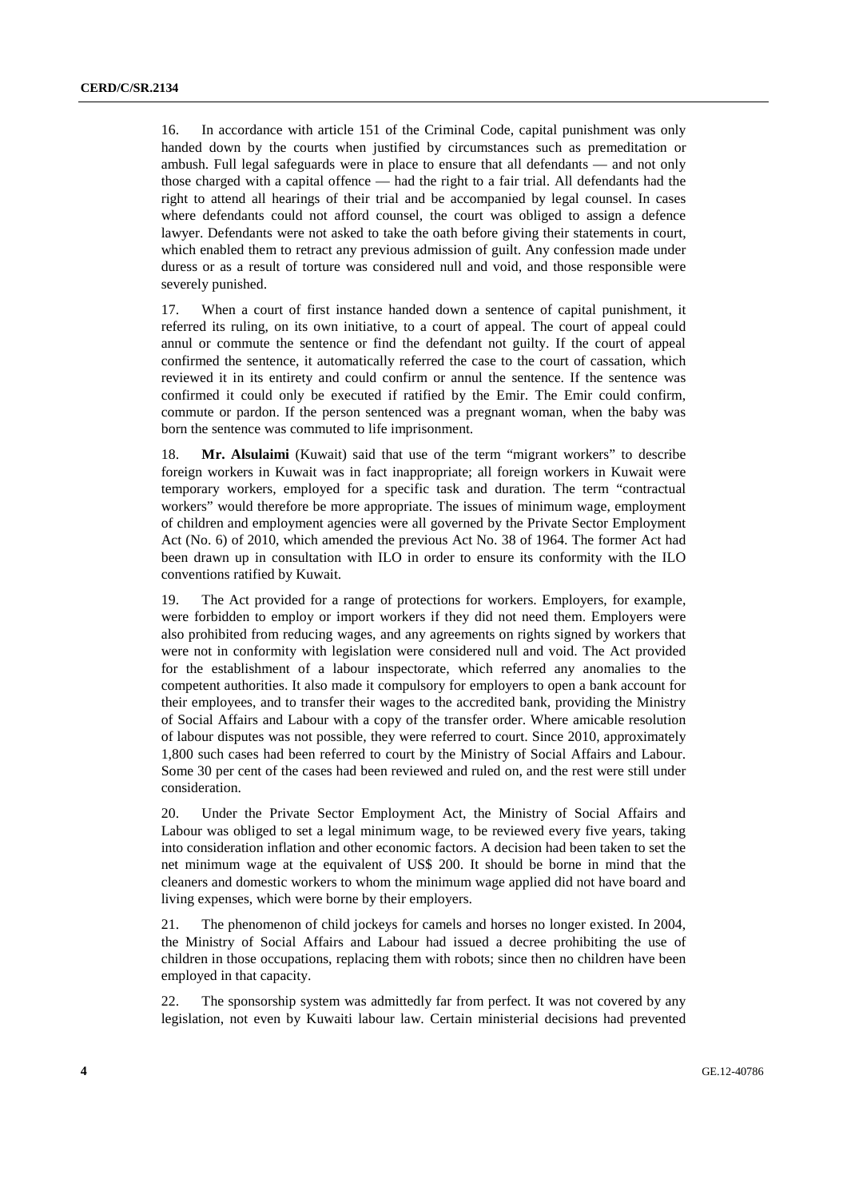16. In accordance with article 151 of the Criminal Code, capital punishment was only handed down by the courts when justified by circumstances such as premeditation or ambush. Full legal safeguards were in place to ensure that all defendants — and not only those charged with a capital offence — had the right to a fair trial. All defendants had the right to attend all hearings of their trial and be accompanied by legal counsel. In cases where defendants could not afford counsel, the court was obliged to assign a defence lawyer. Defendants were not asked to take the oath before giving their statements in court, which enabled them to retract any previous admission of guilt. Any confession made under duress or as a result of torture was considered null and void, and those responsible were severely punished.

17. When a court of first instance handed down a sentence of capital punishment, it referred its ruling, on its own initiative, to a court of appeal. The court of appeal could annul or commute the sentence or find the defendant not guilty. If the court of appeal confirmed the sentence, it automatically referred the case to the court of cassation, which reviewed it in its entirety and could confirm or annul the sentence. If the sentence was confirmed it could only be executed if ratified by the Emir. The Emir could confirm, commute or pardon. If the person sentenced was a pregnant woman, when the baby was born the sentence was commuted to life imprisonment.

18. **Mr. Alsulaimi** (Kuwait) said that use of the term "migrant workers" to describe foreign workers in Kuwait was in fact inappropriate; all foreign workers in Kuwait were temporary workers, employed for a specific task and duration. The term "contractual workers" would therefore be more appropriate. The issues of minimum wage, employment of children and employment agencies were all governed by the Private Sector Employment Act (No. 6) of 2010, which amended the previous Act No. 38 of 1964. The former Act had been drawn up in consultation with ILO in order to ensure its conformity with the ILO conventions ratified by Kuwait.

19. The Act provided for a range of protections for workers. Employers, for example, were forbidden to employ or import workers if they did not need them. Employers were also prohibited from reducing wages, and any agreements on rights signed by workers that were not in conformity with legislation were considered null and void. The Act provided for the establishment of a labour inspectorate, which referred any anomalies to the competent authorities. It also made it compulsory for employers to open a bank account for their employees, and to transfer their wages to the accredited bank, providing the Ministry of Social Affairs and Labour with a copy of the transfer order. Where amicable resolution of labour disputes was not possible, they were referred to court. Since 2010, approximately 1,800 such cases had been referred to court by the Ministry of Social Affairs and Labour. Some 30 per cent of the cases had been reviewed and ruled on, and the rest were still under consideration.

20. Under the Private Sector Employment Act, the Ministry of Social Affairs and Labour was obliged to set a legal minimum wage, to be reviewed every five years, taking into consideration inflation and other economic factors. A decision had been taken to set the net minimum wage at the equivalent of US$ 200. It should be borne in mind that the cleaners and domestic workers to whom the minimum wage applied did not have board and living expenses, which were borne by their employers.

21. The phenomenon of child jockeys for camels and horses no longer existed. In 2004, the Ministry of Social Affairs and Labour had issued a decree prohibiting the use of children in those occupations, replacing them with robots; since then no children have been employed in that capacity.

22. The sponsorship system was admittedly far from perfect. It was not covered by any legislation, not even by Kuwaiti labour law. Certain ministerial decisions had prevented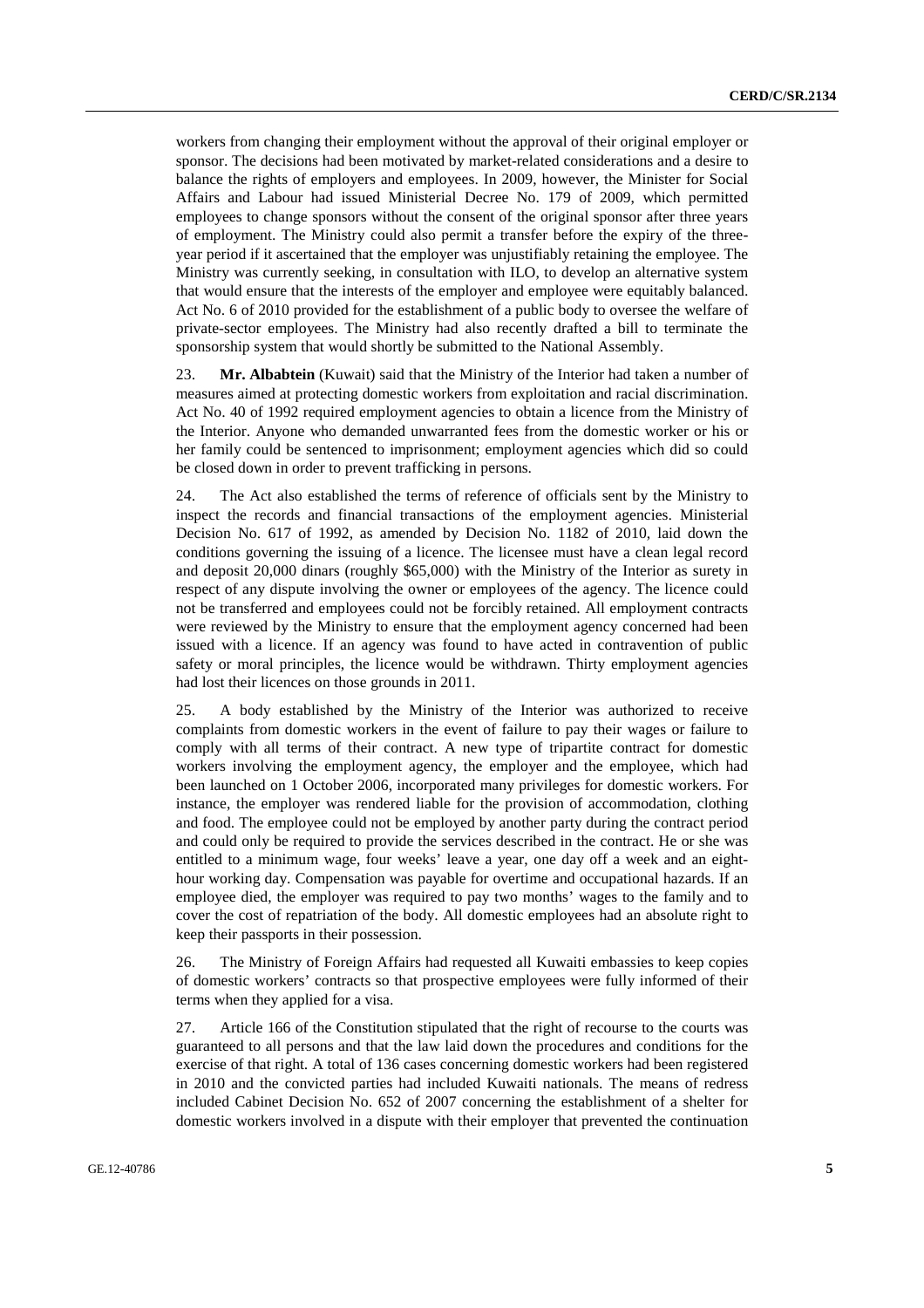workers from changing their employment without the approval of their original employer or sponsor. The decisions had been motivated by market-related considerations and a desire to balance the rights of employers and employees. In 2009, however, the Minister for Social Affairs and Labour had issued Ministerial Decree No. 179 of 2009, which permitted employees to change sponsors without the consent of the original sponsor after three years of employment. The Ministry could also permit a transfer before the expiry of the three-year period if it ascertained that the employer was unjustifiably retaining the employee. The Ministry was currently seeking, in consultation with ILO, to develop an alternative system that would ensure that the interests of the employer and employee were equitably balanced. Act No. 6 of 2010 provided for the establishment of a public body to oversee the welfare of private-sector employees. The Ministry had also recently drafted a bill to terminate the sponsorship system that would shortly be submitted to the National Assembly.

23. **Mr. Albabtein** (Kuwait) said that the Ministry of the Interior had taken a number of measures aimed at protecting domestic workers from exploitation and racial discrimination. Act No. 40 of 1992 required employment agencies to obtain a licence from the Ministry of the Interior. Anyone who demanded unwarranted fees from the domestic worker or his or her family could be sentenced to imprisonment; employment agencies which did so could be closed down in order to prevent trafficking in persons.

24. The Act also established the terms of reference of officials sent by the Ministry to inspect the records and financial transactions of the employment agencies. Ministerial Decision No. 617 of 1992, as amended by Decision No. 1182 of 2010, laid down the conditions governing the issuing of a licence. The licensee must have a clean legal record and deposit 20,000 dinars (roughly $65,000) with the Ministry of the Interior as surety in respect of any dispute involving the owner or employees of the agency. The licence could not be transferred and employees could not be forcibly retained. All employment contracts were reviewed by the Ministry to ensure that the employment agency concerned had been issued with a licence. If an agency was found to have acted in contravention of public safety or moral principles, the licence would be withdrawn. Thirty employment agencies had lost their licences on those grounds in 2011.

25. A body established by the Ministry of the Interior was authorized to receive complaints from domestic workers in the event of failure to pay their wages or failure to comply with all terms of their contract. A new type of tripartite contract for domestic workers involving the employment agency, the employer and the employee, which had been launched on 1 October 2006, incorporated many privileges for domestic workers. For instance, the employer was rendered liable for the provision of accommodation, clothing and food. The employee could not be employed by another party during the contract period and could only be required to provide the services described in the contract. He or she was entitled to a minimum wage, four weeks' leave a year, one day off a week and an eight-hour working day. Compensation was payable for overtime and occupational hazards. If an employee died, the employer was required to pay two months' wages to the family and to cover the cost of repatriation of the body. All domestic employees had an absolute right to keep their passports in their possession.

26. The Ministry of Foreign Affairs had requested all Kuwaiti embassies to keep copies of domestic workers' contracts so that prospective employees were fully informed of their terms when they applied for a visa.

27. Article 166 of the Constitution stipulated that the right of recourse to the courts was guaranteed to all persons and that the law laid down the procedures and conditions for the exercise of that right. A total of 136 cases concerning domestic workers had been registered in 2010 and the convicted parties had included Kuwaiti nationals. The means of redress included Cabinet Decision No. 652 of 2007 concerning the establishment of a shelter for domestic workers involved in a dispute with their employer that prevented the continuation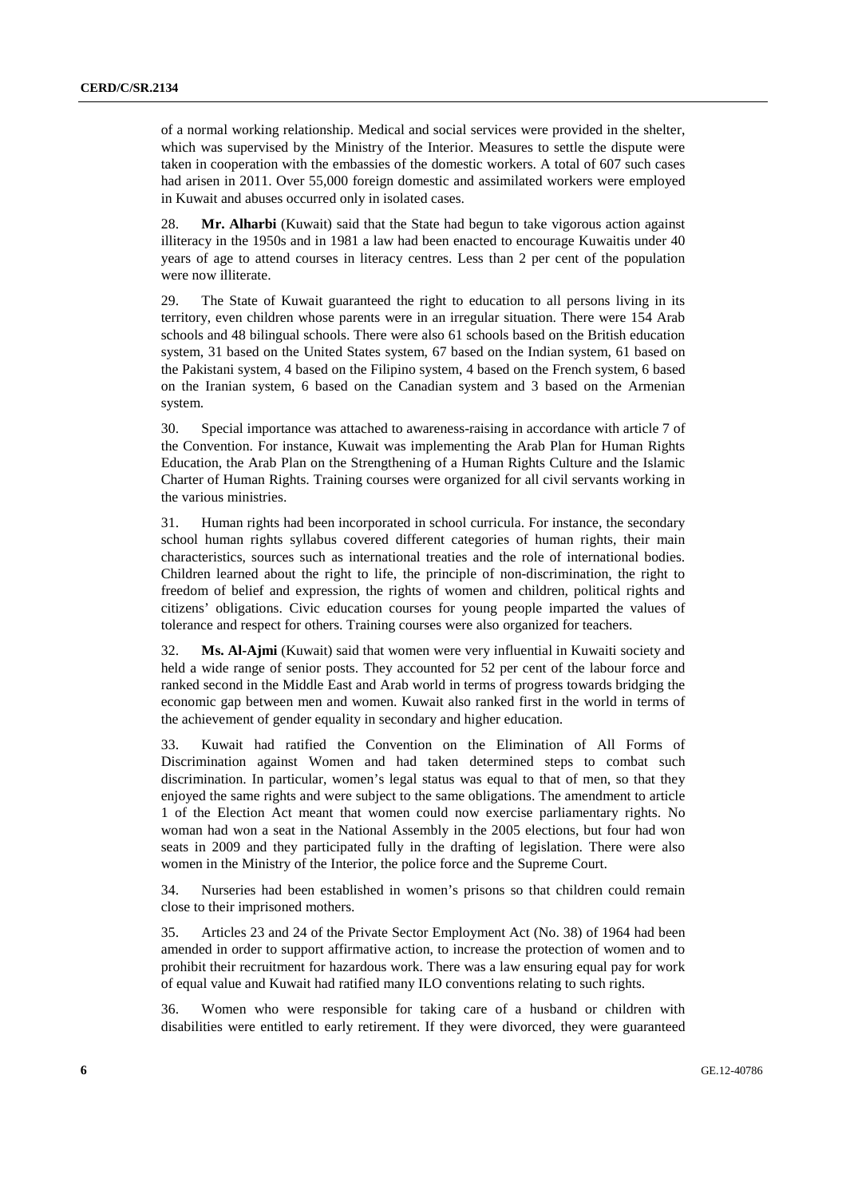of a normal working relationship. Medical and social services were provided in the shelter, which was supervised by the Ministry of the Interior. Measures to settle the dispute were taken in cooperation with the embassies of the domestic workers. A total of 607 such cases had arisen in 2011. Over 55,000 foreign domestic and assimilated workers were employed in Kuwait and abuses occurred only in isolated cases.

28. **Mr. Alharbi** (Kuwait) said that the State had begun to take vigorous action against illiteracy in the 1950s and in 1981 a law had been enacted to encourage Kuwaitis under 40 years of age to attend courses in literacy centres. Less than 2 per cent of the population were now illiterate.

29. The State of Kuwait guaranteed the right to education to all persons living in its territory, even children whose parents were in an irregular situation. There were 154 Arab schools and 48 bilingual schools. There were also 61 schools based on the British education system, 31 based on the United States system, 67 based on the Indian system, 61 based on the Pakistani system, 4 based on the Filipino system, 4 based on the French system, 6 based on the Iranian system, 6 based on the Canadian system and 3 based on the Armenian system.

30. Special importance was attached to awareness-raising in accordance with article 7 of the Convention. For instance, Kuwait was implementing the Arab Plan for Human Rights Education, the Arab Plan on the Strengthening of a Human Rights Culture and the Islamic Charter of Human Rights. Training courses were organized for all civil servants working in the various ministries.

31. Human rights had been incorporated in school curricula. For instance, the secondary school human rights syllabus covered different categories of human rights, their main characteristics, sources such as international treaties and the role of international bodies. Children learned about the right to life, the principle of non-discrimination, the right to freedom of belief and expression, the rights of women and children, political rights and citizens' obligations. Civic education courses for young people imparted the values of tolerance and respect for others. Training courses were also organized for teachers.

32. **Ms. Al-Ajmi** (Kuwait) said that women were very influential in Kuwaiti society and held a wide range of senior posts. They accounted for 52 per cent of the labour force and ranked second in the Middle East and Arab world in terms of progress towards bridging the economic gap between men and women. Kuwait also ranked first in the world in terms of the achievement of gender equality in secondary and higher education.

33. Kuwait had ratified the Convention on the Elimination of All Forms of Discrimination against Women and had taken determined steps to combat such discrimination. In particular, women's legal status was equal to that of men, so that they enjoyed the same rights and were subject to the same obligations. The amendment to article 1 of the Election Act meant that women could now exercise parliamentary rights. No woman had won a seat in the National Assembly in the 2005 elections, but four had won seats in 2009 and they participated fully in the drafting of legislation. There were also women in the Ministry of the Interior, the police force and the Supreme Court.

34. Nurseries had been established in women's prisons so that children could remain close to their imprisoned mothers.

35. Articles 23 and 24 of the Private Sector Employment Act (No. 38) of 1964 had been amended in order to support affirmative action, to increase the protection of women and to prohibit their recruitment for hazardous work. There was a law ensuring equal pay for work of equal value and Kuwait had ratified many ILO conventions relating to such rights.

36. Women who were responsible for taking care of a husband or children with disabilities were entitled to early retirement. If they were divorced, they were guaranteed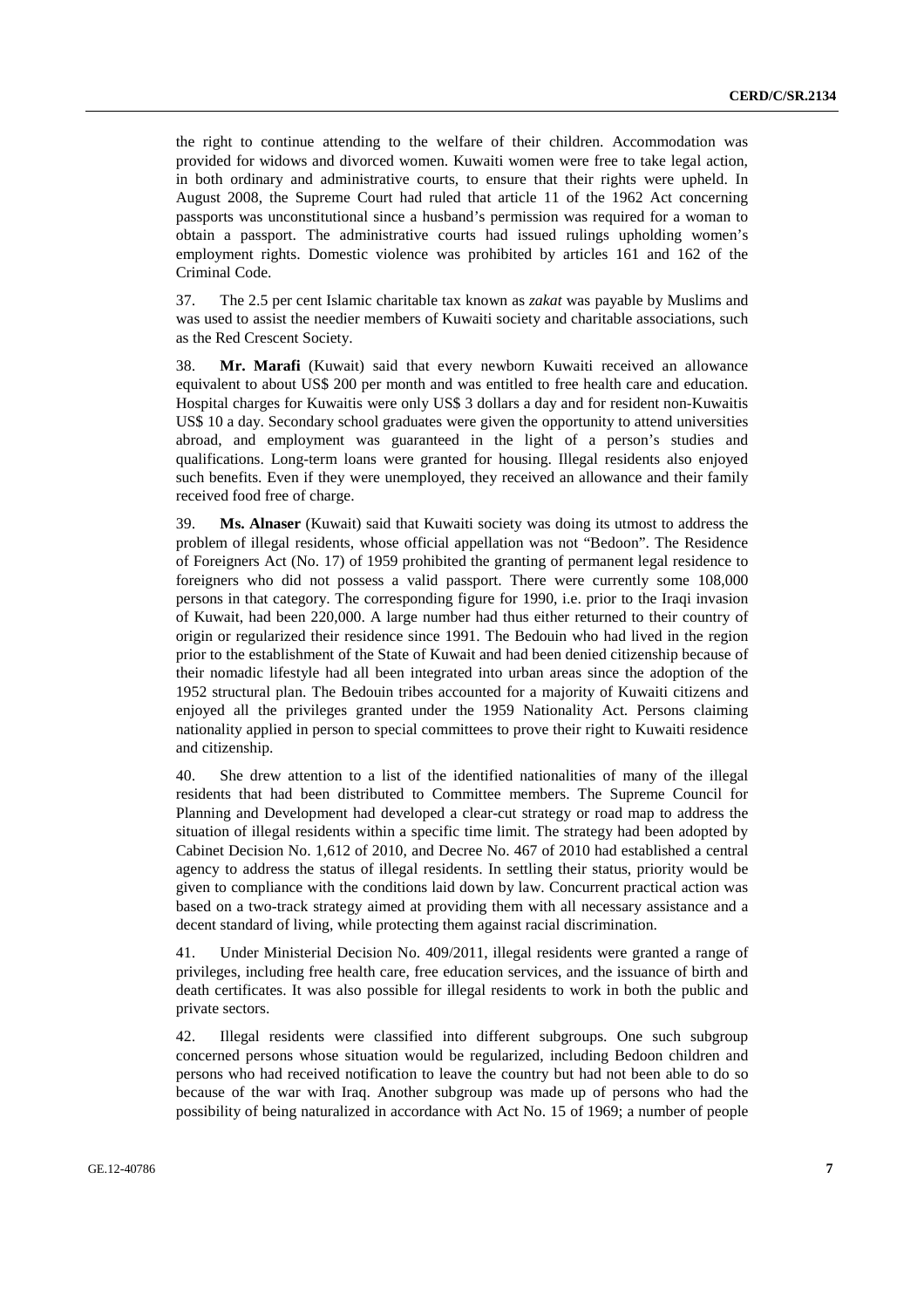the right to continue attending to the welfare of their children. Accommodation was provided for widows and divorced women. Kuwaiti women were free to take legal action, in both ordinary and administrative courts, to ensure that their rights were upheld. In August 2008, the Supreme Court had ruled that article 11 of the 1962 Act concerning passports was unconstitutional since a husband's permission was required for a woman to obtain a passport. The administrative courts had issued rulings upholding women's employment rights. Domestic violence was prohibited by articles 161 and 162 of the Criminal Code.

37. The 2.5 per cent Islamic charitable tax known as *zakat* was payable by Muslims and was used to assist the needier members of Kuwaiti society and charitable associations, such as the Red Crescent Society.

38. **Mr. Marafi** (Kuwait) said that every newborn Kuwaiti received an allowance equivalent to about US$ 200 per month and was entitled to free health care and education. Hospital charges for Kuwaitis were only US$ 3 dollars a day and for resident non-Kuwaitis US$ 10 a day. Secondary school graduates were given the opportunity to attend universities abroad, and employment was guaranteed in the light of a person's studies and qualifications. Long-term loans were granted for housing. Illegal residents also enjoyed such benefits. Even if they were unemployed, they received an allowance and their family received food free of charge.

39. **Ms. Alnaser** (Kuwait) said that Kuwaiti society was doing its utmost to address the problem of illegal residents, whose official appellation was not "Bedoon". The Residence of Foreigners Act (No. 17) of 1959 prohibited the granting of permanent legal residence to foreigners who did not possess a valid passport. There were currently some 108,000 persons in that category. The corresponding figure for 1990, i.e. prior to the Iraqi invasion of Kuwait, had been 220,000. A large number had thus either returned to their country of origin or regularized their residence since 1991. The Bedouin who had lived in the region prior to the establishment of the State of Kuwait and had been denied citizenship because of their nomadic lifestyle had all been integrated into urban areas since the adoption of the 1952 structural plan. The Bedouin tribes accounted for a majority of Kuwaiti citizens and enjoyed all the privileges granted under the 1959 Nationality Act. Persons claiming nationality applied in person to special committees to prove their right to Kuwaiti residence and citizenship.

40. She drew attention to a list of the identified nationalities of many of the illegal residents that had been distributed to Committee members. The Supreme Council for Planning and Development had developed a clear-cut strategy or road map to address the situation of illegal residents within a specific time limit. The strategy had been adopted by Cabinet Decision No. 1,612 of 2010, and Decree No. 467 of 2010 had established a central agency to address the status of illegal residents. In settling their status, priority would be given to compliance with the conditions laid down by law. Concurrent practical action was based on a two-track strategy aimed at providing them with all necessary assistance and a decent standard of living, while protecting them against racial discrimination.

41. Under Ministerial Decision No. 409/2011, illegal residents were granted a range of privileges, including free health care, free education services, and the issuance of birth and death certificates. It was also possible for illegal residents to work in both the public and private sectors.

42. Illegal residents were classified into different subgroups. One such subgroup concerned persons whose situation would be regularized, including Bedoon children and persons who had received notification to leave the country but had not been able to do so because of the war with Iraq. Another subgroup was made up of persons who had the possibility of being naturalized in accordance with Act No. 15 of 1969; a number of people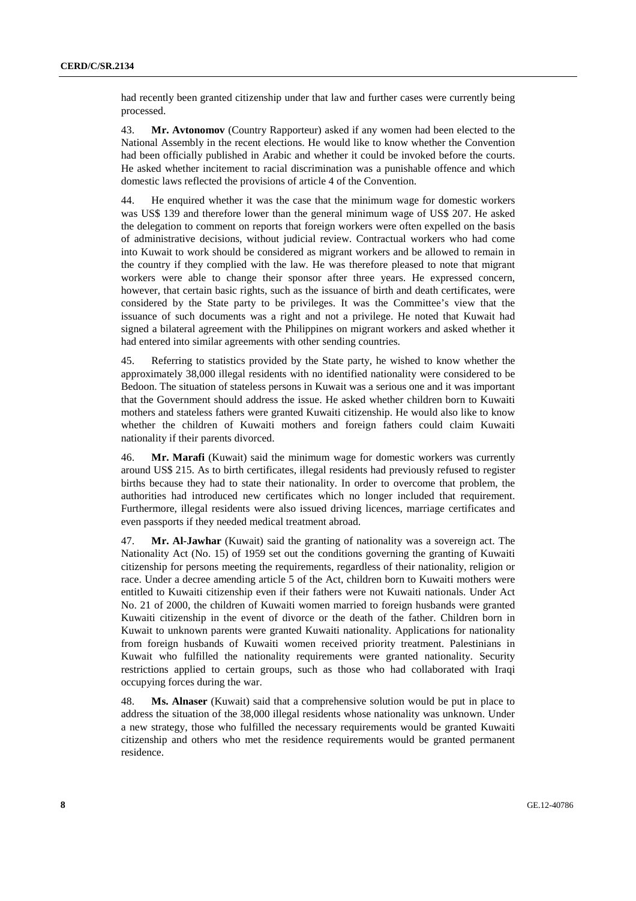had recently been granted citizenship under that law and further cases were currently being processed.

43. **Mr. Avtonomov** (Country Rapporteur) asked if any women had been elected to the National Assembly in the recent elections. He would like to know whether the Convention had been officially published in Arabic and whether it could be invoked before the courts. He asked whether incitement to racial discrimination was a punishable offence and which domestic laws reflected the provisions of article 4 of the Convention.

44. He enquired whether it was the case that the minimum wage for domestic workers was US$ 139 and therefore lower than the general minimum wage of US$ 207. He asked the delegation to comment on reports that foreign workers were often expelled on the basis of administrative decisions, without judicial review. Contractual workers who had come into Kuwait to work should be considered as migrant workers and be allowed to remain in the country if they complied with the law. He was therefore pleased to note that migrant workers were able to change their sponsor after three years. He expressed concern, however, that certain basic rights, such as the issuance of birth and death certificates, were considered by the State party to be privileges. It was the Committee's view that the issuance of such documents was a right and not a privilege. He noted that Kuwait had signed a bilateral agreement with the Philippines on migrant workers and asked whether it had entered into similar agreements with other sending countries.

45. Referring to statistics provided by the State party, he wished to know whether the approximately 38,000 illegal residents with no identified nationality were considered to be Bedoon. The situation of stateless persons in Kuwait was a serious one and it was important that the Government should address the issue. He asked whether children born to Kuwaiti mothers and stateless fathers were granted Kuwaiti citizenship. He would also like to know whether the children of Kuwaiti mothers and foreign fathers could claim Kuwaiti nationality if their parents divorced.

46. **Mr. Marafi** (Kuwait) said the minimum wage for domestic workers was currently around US$ 215. As to birth certificates, illegal residents had previously refused to register births because they had to state their nationality. In order to overcome that problem, the authorities had introduced new certificates which no longer included that requirement. Furthermore, illegal residents were also issued driving licences, marriage certificates and even passports if they needed medical treatment abroad.

47. **Mr. Al-Jawhar** (Kuwait) said the granting of nationality was a sovereign act. The Nationality Act (No. 15) of 1959 set out the conditions governing the granting of Kuwaiti citizenship for persons meeting the requirements, regardless of their nationality, religion or race. Under a decree amending article 5 of the Act, children born to Kuwaiti mothers were entitled to Kuwaiti citizenship even if their fathers were not Kuwaiti nationals. Under Act No. 21 of 2000, the children of Kuwaiti women married to foreign husbands were granted Kuwaiti citizenship in the event of divorce or the death of the father. Children born in Kuwait to unknown parents were granted Kuwaiti nationality. Applications for nationality from foreign husbands of Kuwaiti women received priority treatment. Palestinians in Kuwait who fulfilled the nationality requirements were granted nationality. Security restrictions applied to certain groups, such as those who had collaborated with Iraqi occupying forces during the war.

48. **Ms. Alnaser** (Kuwait) said that a comprehensive solution would be put in place to address the situation of the 38,000 illegal residents whose nationality was unknown. Under a new strategy, those who fulfilled the necessary requirements would be granted Kuwaiti citizenship and others who met the residence requirements would be granted permanent residence.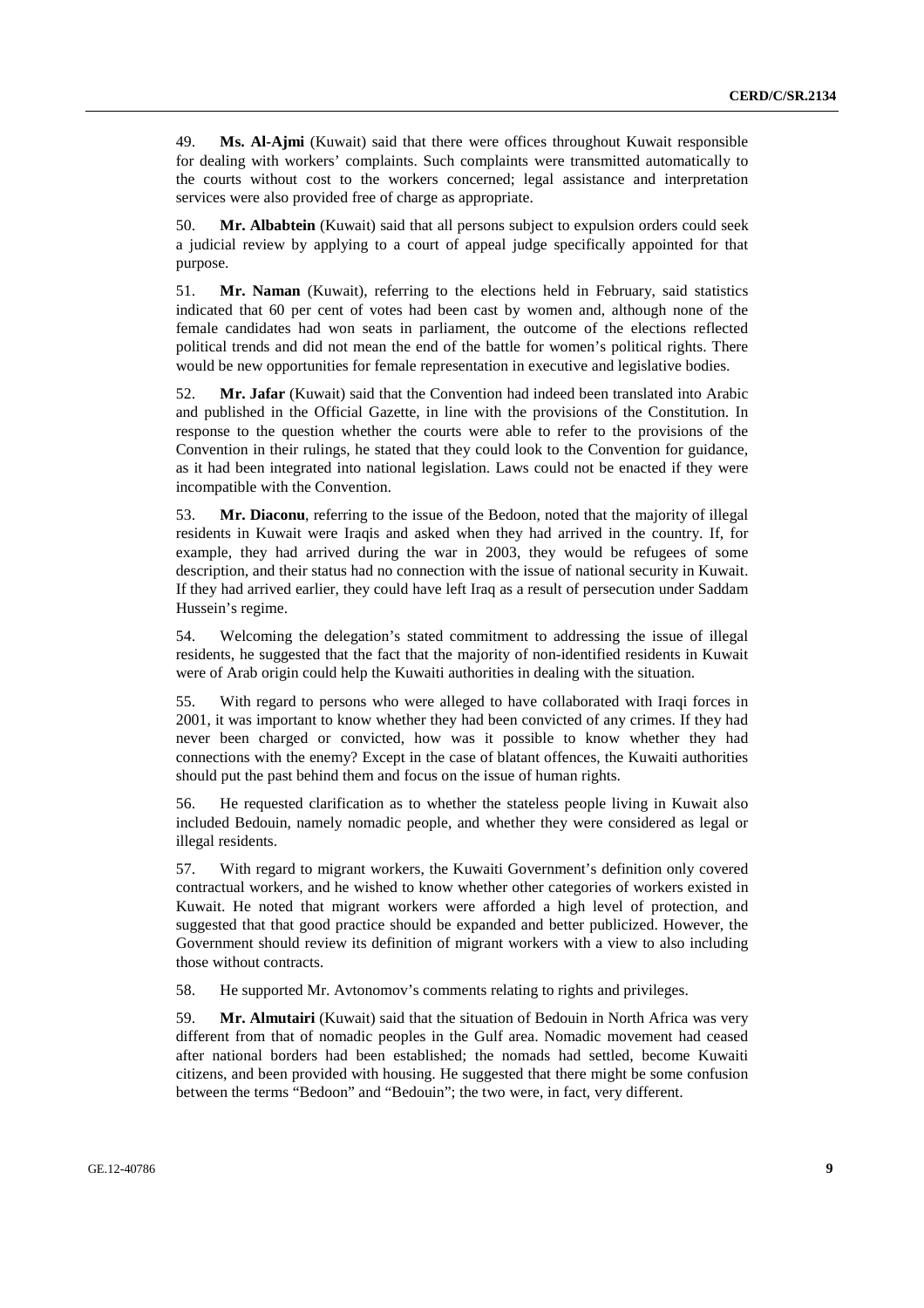49. **Ms. Al-Ajmi** (Kuwait) said that there were offices throughout Kuwait responsible for dealing with workers' complaints. Such complaints were transmitted automatically to the courts without cost to the workers concerned; legal assistance and interpretation services were also provided free of charge as appropriate.

50. **Mr. Albabtein** (Kuwait) said that all persons subject to expulsion orders could seek a judicial review by applying to a court of appeal judge specifically appointed for that purpose.

51. **Mr. Naman** (Kuwait), referring to the elections held in February, said statistics indicated that 60 per cent of votes had been cast by women and, although none of the female candidates had won seats in parliament, the outcome of the elections reflected political trends and did not mean the end of the battle for women's political rights. There would be new opportunities for female representation in executive and legislative bodies.

52. **Mr. Jafar** (Kuwait) said that the Convention had indeed been translated into Arabic and published in the Official Gazette, in line with the provisions of the Constitution. In response to the question whether the courts were able to refer to the provisions of the Convention in their rulings, he stated that they could look to the Convention for guidance, as it had been integrated into national legislation. Laws could not be enacted if they were incompatible with the Convention.

53. **Mr. Diaconu**, referring to the issue of the Bedoon, noted that the majority of illegal residents in Kuwait were Iraqis and asked when they had arrived in the country. If, for example, they had arrived during the war in 2003, they would be refugees of some description, and their status had no connection with the issue of national security in Kuwait. If they had arrived earlier, they could have left Iraq as a result of persecution under Saddam Hussein's regime.

54. Welcoming the delegation's stated commitment to addressing the issue of illegal residents, he suggested that the fact that the majority of non-identified residents in Kuwait were of Arab origin could help the Kuwaiti authorities in dealing with the situation.

55. With regard to persons who were alleged to have collaborated with Iraqi forces in 2001, it was important to know whether they had been convicted of any crimes. If they had never been charged or convicted, how was it possible to know whether they had connections with the enemy? Except in the case of blatant offences, the Kuwaiti authorities should put the past behind them and focus on the issue of human rights.

56. He requested clarification as to whether the stateless people living in Kuwait also included Bedouin, namely nomadic people, and whether they were considered as legal or illegal residents.

57. With regard to migrant workers, the Kuwaiti Government's definition only covered contractual workers, and he wished to know whether other categories of workers existed in Kuwait. He noted that migrant workers were afforded a high level of protection, and suggested that that good practice should be expanded and better publicized. However, the Government should review its definition of migrant workers with a view to also including those without contracts.

58. He supported Mr. Avtonomov's comments relating to rights and privileges.

59. **Mr. Almutairi** (Kuwait) said that the situation of Bedouin in North Africa was very different from that of nomadic peoples in the Gulf area. Nomadic movement had ceased after national borders had been established; the nomads had settled, become Kuwaiti citizens, and been provided with housing. He suggested that there might be some confusion between the terms "Bedoon" and "Bedouin"; the two were, in fact, very different.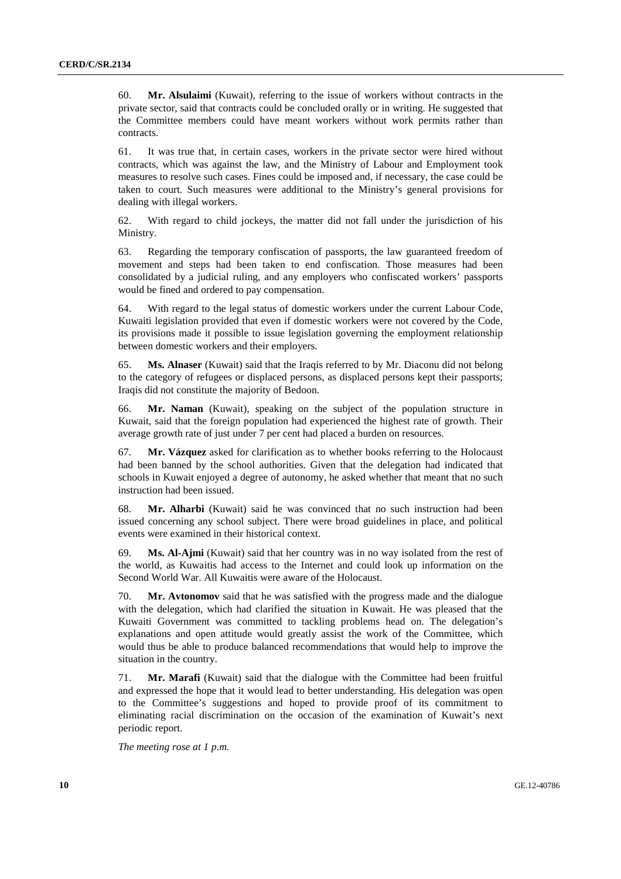60. **Mr. Alsulaimi** (Kuwait), referring to the issue of workers without contracts in the private sector, said that contracts could be concluded orally or in writing. He suggested that the Committee members could have meant workers without work permits rather than contracts.

61. It was true that, in certain cases, workers in the private sector were hired without contracts, which was against the law, and the Ministry of Labour and Employment took measures to resolve such cases. Fines could be imposed and, if necessary, the case could be taken to court. Such measures were additional to the Ministry's general provisions for dealing with illegal workers.

62. With regard to child jockeys, the matter did not fall under the jurisdiction of his Ministry.

63. Regarding the temporary confiscation of passports, the law guaranteed freedom of movement and steps had been taken to end confiscation. Those measures had been consolidated by a judicial ruling, and any employers who confiscated workers' passports would be fined and ordered to pay compensation.

64. With regard to the legal status of domestic workers under the current Labour Code, Kuwaiti legislation provided that even if domestic workers were not covered by the Code, its provisions made it possible to issue legislation governing the employment relationship between domestic workers and their employers.

65. **Ms. Alnaser** (Kuwait) said that the Iraqis referred to by Mr. Diaconu did not belong to the category of refugees or displaced persons, as displaced persons kept their passports; Iraqis did not constitute the majority of Bedoon.

66. **Mr. Naman** (Kuwait), speaking on the subject of the population structure in Kuwait, said that the foreign population had experienced the highest rate of growth. Their average growth rate of just under 7 per cent had placed a burden on resources.

67. **Mr. Vázquez** asked for clarification as to whether books referring to the Holocaust had been banned by the school authorities. Given that the delegation had indicated that schools in Kuwait enjoyed a degree of autonomy, he asked whether that meant that no such instruction had been issued.

68. **Mr. Alharbi** (Kuwait) said he was convinced that no such instruction had been issued concerning any school subject. There were broad guidelines in place, and political events were examined in their historical context.

69. **Ms. Al-Ajmi** (Kuwait) said that her country was in no way isolated from the rest of the world, as Kuwaitis had access to the Internet and could look up information on the Second World War. All Kuwaitis were aware of the Holocaust.

70. **Mr. Avtonomov** said that he was satisfied with the progress made and the dialogue with the delegation, which had clarified the situation in Kuwait. He was pleased that the Kuwaiti Government was committed to tackling problems head on. The delegation's explanations and open attitude would greatly assist the work of the Committee, which would thus be able to produce balanced recommendations that would help to improve the situation in the country.

71. **Mr. Marafi** (Kuwait) said that the dialogue with the Committee had been fruitful and expressed the hope that it would lead to better understanding. His delegation was open to the Committee's suggestions and hoped to provide proof of its commitment to eliminating racial discrimination on the occasion of the examination of Kuwait's next periodic report.

*The meeting rose at 1 p.m.*